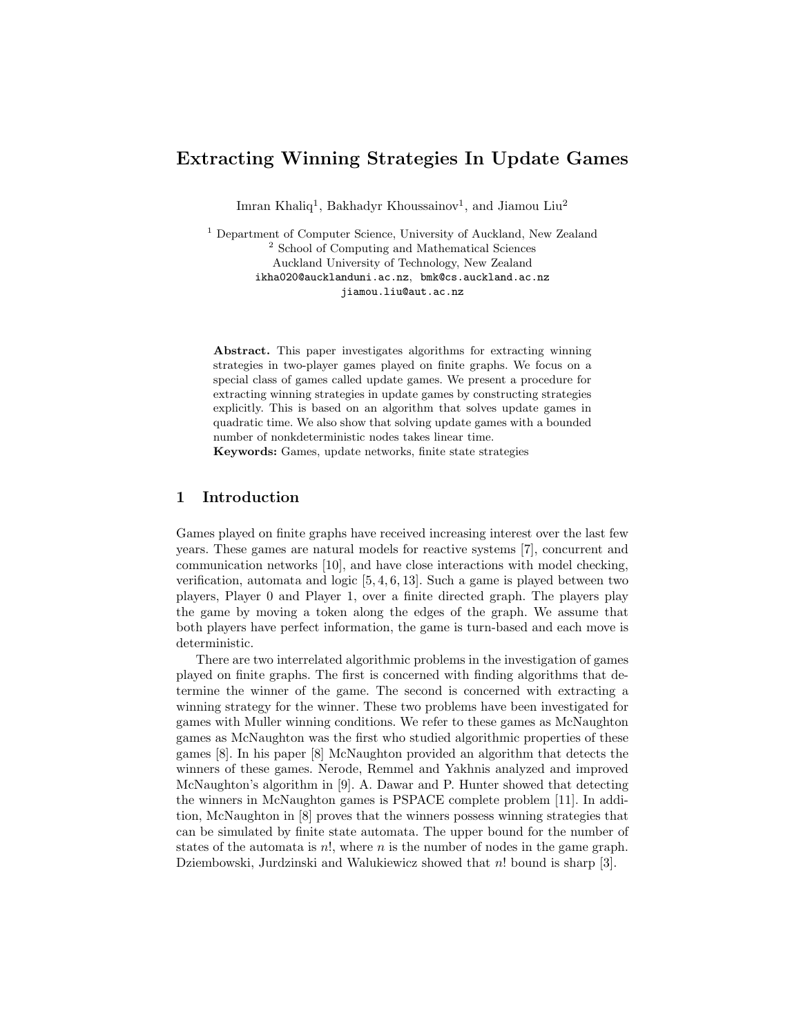# Extracting Winning Strategies In Update Games

Imran Khaliq[1], Bakhadyr Khoussainov[1], and Jiamou Liu[2]

[1] Department of Computer Science, University of Auckland, New Zealand
[2] School of Computing and Mathematical Sciences
Auckland University of Technology, New Zealand
ikha020@aucklanduni.ac.nz, bmk@cs.auckland.ac.nz
jiamou.liu@aut.ac.nz

**Abstract.** This paper investigates algorithms for extracting winning strategies in two-player games played on finite graphs. We focus on a special class of games called update games. We present a procedure for extracting winning strategies in update games by constructing strategies explicitly. This is based on an algorithm that solves update games in quadratic time. We also show that solving update games with a bounded number of nonkdeterministic nodes takes linear time.
**Keywords:** Games, update networks, finite state strategies

## 1 Introduction

Games played on finite graphs have received increasing interest over the last few years. These games are natural models for reactive systems [7], concurrent and communication networks [10], and have close interactions with model checking, verification, automata and logic [5, 4, 6, 13]. Such a game is played between two players, Player 0 and Player 1, over a finite directed graph. The players play the game by moving a token along the edges of the graph. We assume that both players have perfect information, the game is turn-based and each move is deterministic.

There are two interrelated algorithmic problems in the investigation of games played on finite graphs. The first is concerned with finding algorithms that determine the winner of the game. The second is concerned with extracting a winning strategy for the winner. These two problems have been investigated for games with Muller winning conditions. We refer to these games as McNaughton games as McNaughton was the first who studied algorithmic properties of these games [8]. In his paper [8] McNaughton provided an algorithm that detects the winners of these games. Nerode, Remmel and Yakhnis analyzed and improved McNaughton's algorithm in [9]. A. Dawar and P. Hunter showed that detecting the winners in McNaughton games is PSPACE complete problem [11]. In addition, McNaughton in [8] proves that the winners possess winning strategies that can be simulated by finite state automata. The upper bound for the number of states of the automata is $n!$, where $n$ is the number of nodes in the game graph. Dziembowski, Jurdzinski and Walukiewicz showed that $n!$ bound is sharp [3].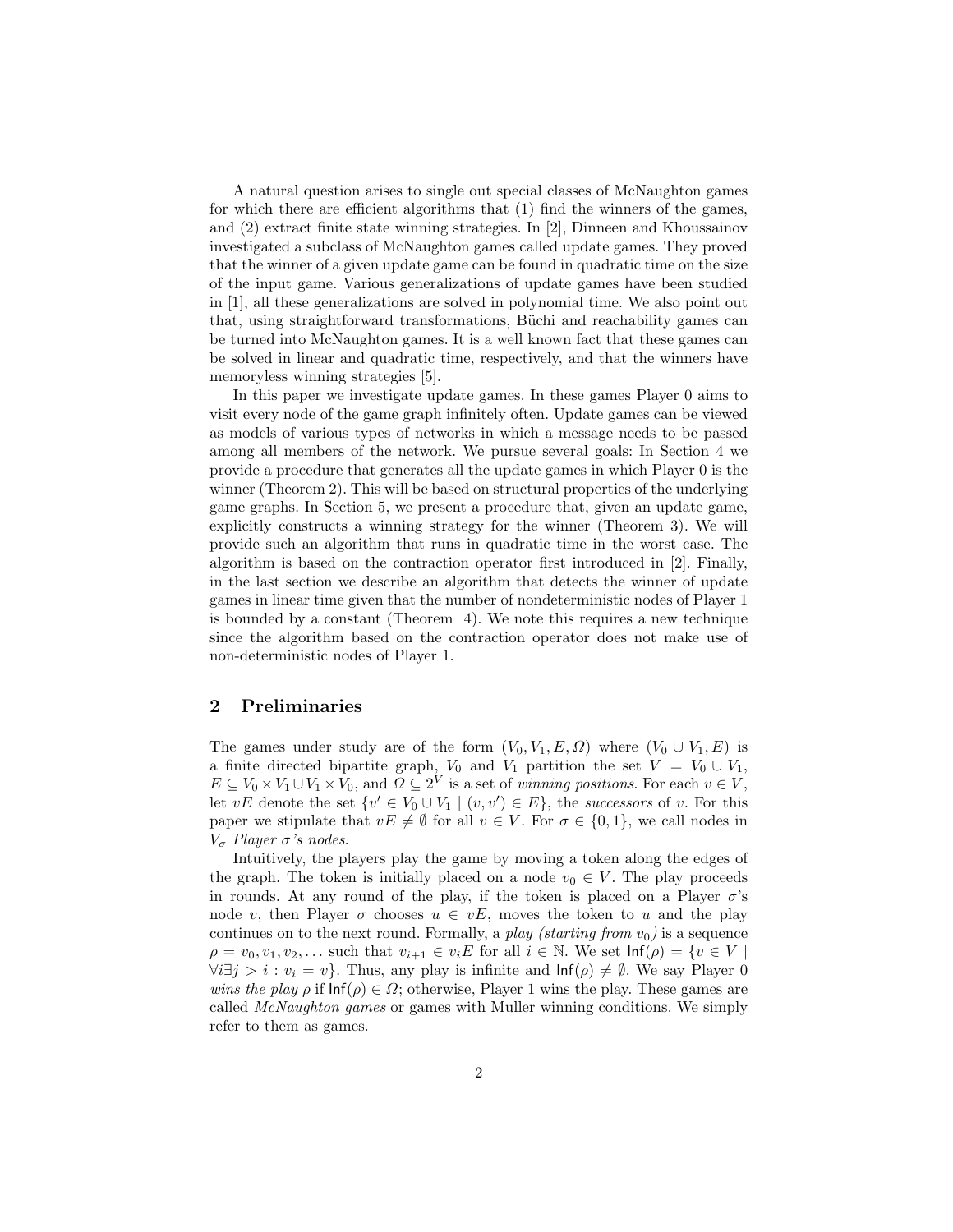A natural question arises to single out special classes of McNaughton games for which there are efficient algorithms that (1) find the winners of the games, and (2) extract finite state winning strategies. In [2], Dinneen and Khoussainov investigated a subclass of McNaughton games called update games. They proved that the winner of a given update game can be found in quadratic time on the size of the input game. Various generalizations of update games have been studied in [1], all these generalizations are solved in polynomial time. We also point out that, using straightforward transformations, Büchi and reachability games can be turned into McNaughton games. It is a well known fact that these games can be solved in linear and quadratic time, respectively, and that the winners have memoryless winning strategies [5].

In this paper we investigate update games. In these games Player 0 aims to visit every node of the game graph infinitely often. Update games can be viewed as models of various types of networks in which a message needs to be passed among all members of the network. We pursue several goals: In Section 4 we provide a procedure that generates all the update games in which Player 0 is the winner (Theorem 2). This will be based on structural properties of the underlying game graphs. In Section 5, we present a procedure that, given an update game, explicitly constructs a winning strategy for the winner (Theorem 3). We will provide such an algorithm that runs in quadratic time in the worst case. The algorithm is based on the contraction operator first introduced in [2]. Finally, in the last section we describe an algorithm that detects the winner of update games in linear time given that the number of nondeterministic nodes of Player 1 is bounded by a constant (Theorem 4). We note this requires a new technique since the algorithm based on the contraction operator does not make use of non-deterministic nodes of Player 1.

## 2 Preliminaries

The games under study are of the form $(V_0, V_1, E, \Omega)$ where $(V_0 \cup V_1, E)$ is a finite directed bipartite graph, $V_0$ and $V_1$ partition the set $V = V_0 \cup V_1$, $E \subseteq V_0 \times V_1 \cup V_1 \times V_0$, and $\Omega \subseteq 2^V$ is a set of *winning positions*. For each $v \in V$, let $vE$ denote the set $\{v' \in V_0 \cup V_1 \mid (v, v') \in E\}$, the *successors* of $v$. For this paper we stipulate that $vE \neq \emptyset$ for all $v \in V$. For $\sigma \in \{0, 1\}$, we call nodes in $V_\sigma$ *Player $\sigma$'s nodes*.

Intuitively, the players play the game by moving a token along the edges of the graph. The token is initially placed on a node $v_0 \in V$. The play proceeds in rounds. At any round of the play, if the token is placed on a Player $\sigma$'s node $v$, then Player $\sigma$ chooses $u \in vE$, moves the token to $u$ and the play continues on to the next round. Formally, a *play (starting from $v_0$)* is a sequence $\rho = v_0, v_1, v_2, \ldots$ such that $v_{i+1} \in v_iE$ for all $i \in \mathbb{N}$. We set $\mathsf{Inf}(\rho) = \{v \in V \mid \forall i \exists j > i : v_i = v\}$. Thus, any play is infinite and $\mathsf{Inf}(\rho) \neq \emptyset$. We say Player 0 *wins the play* $\rho$ if $\mathsf{Inf}(\rho) \in \Omega$; otherwise, Player 1 wins the play. These games are called *McNaughton games* or games with Muller winning conditions. We simply refer to them as games.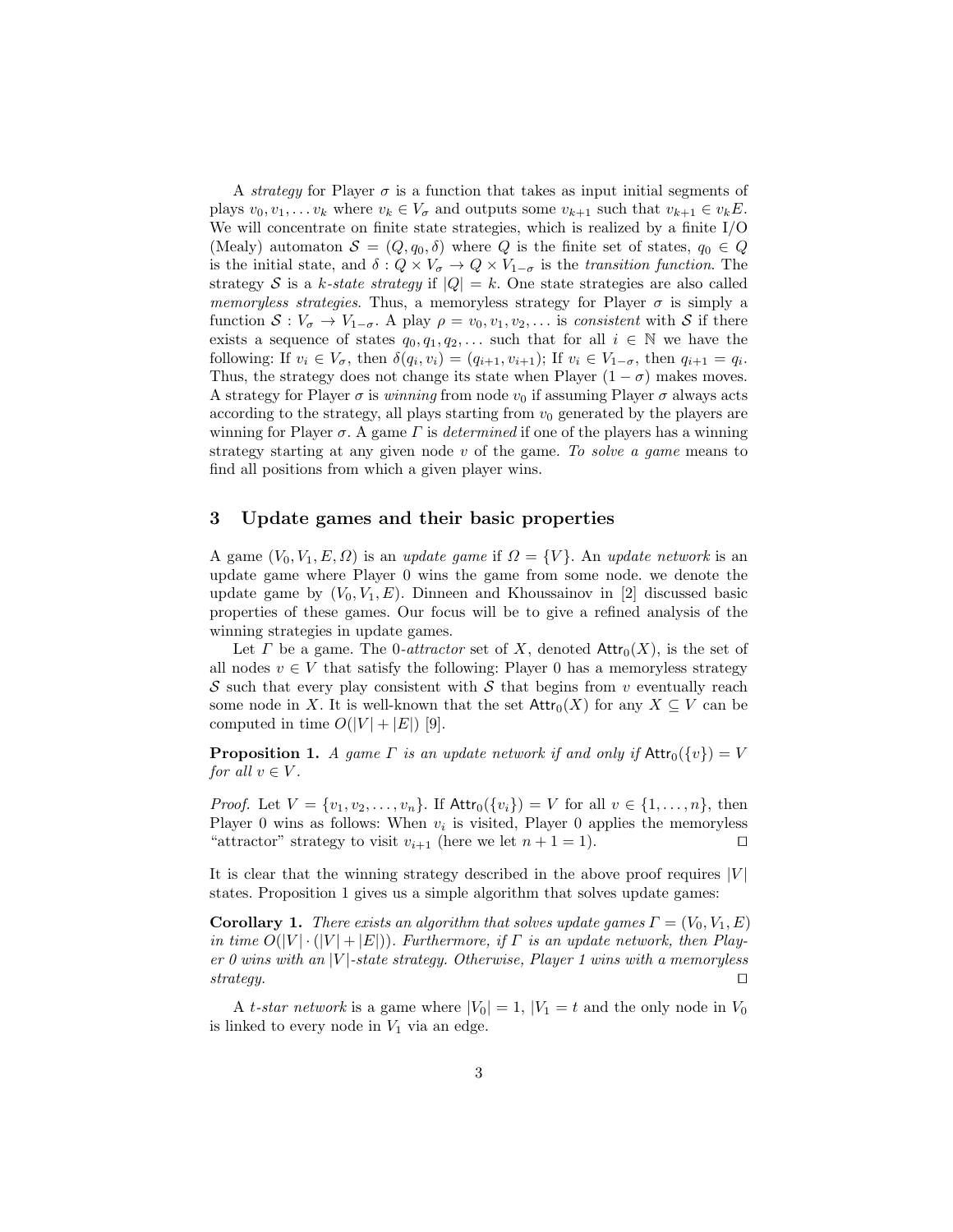A *strategy* for Player $\sigma$ is a function that takes as input initial segments of plays $v_0, v_1, \dots v_k$ where $v_k \in V_\sigma$ and outputs some $v_{k+1}$ such that $v_{k+1} \in v_k E$. We will concentrate on finite state strategies, which is realized by a finite I/O (Mealy) automaton $\mathcal{S} = (Q, q_0, \delta)$ where $Q$ is the finite set of states, $q_0 \in Q$ is the initial state, and $\delta : Q \times V_\sigma \to Q \times V_{1-\sigma}$ is the *transition function*. The strategy $\mathcal{S}$ is a *k-state strategy* if $|Q| = k$. One state strategies are also called *memoryless strategies*. Thus, a memoryless strategy for Player $\sigma$ is simply a function $\mathcal{S} : V_\sigma \to V_{1-\sigma}$. A play $\rho = v_0, v_1, v_2, \dots$ is *consistent* with $\mathcal{S}$ if there exists a sequence of states $q_0, q_1, q_2, \dots$ such that for all $i \in \mathbb{N}$ we have the following: If $v_i \in V_\sigma$, then $\delta(q_i, v_i) = (q_{i+1}, v_{i+1})$; If $v_i \in V_{1-\sigma}$, then $q_{i+1} = q_i$. Thus, the strategy does not change its state when Player $(1-\sigma)$ makes moves. A strategy for Player $\sigma$ is *winning* from node $v_0$ if assuming Player $\sigma$ always acts according to the strategy, all plays starting from $v_0$ generated by the players are winning for Player $\sigma$. A game $\Gamma$ is *determined* if one of the players has a winning strategy starting at any given node $v$ of the game. *To solve a game* means to find all positions from which a given player wins.

## 3 Update games and their basic properties

A game $(V_0, V_1, E, \Omega)$ is an *update game* if $\Omega = \{V\}$. An *update network* is an update game where Player 0 wins the game from some node. we denote the update game by $(V_0, V_1, E)$. Dinneen and Khoussainov in [2] discussed basic properties of these games. Our focus will be to give a refined analysis of the winning strategies in update games.

Let $\Gamma$ be a game. The 0-*attractor* set of $X$, denoted $\mathsf{Attr}_0(X)$, is the set of all nodes $v \in V$ that satisfy the following: Player 0 has a memoryless strategy $\mathcal{S}$ such that every play consistent with $\mathcal{S}$ that begins from $v$ eventually reach some node in $X$. It is well-known that the set $\mathsf{Attr}_0(X)$ for any $X \subseteq V$ can be computed in time $O(|V| + |E|)$ [9].

**Proposition 1.** *A game $\Gamma$ is an update network if and only if $\mathsf{Attr}_0(\{v\}) = V$ for all $v \in V$.*

*Proof.* Let $V = \{v_1, v_2, \dots, v_n\}$. If $\mathsf{Attr}_0(\{v_i\}) = V$ for all $v \in \{1, \dots, n\}$, then Player 0 wins as follows: When $v_i$ is visited, Player 0 applies the memoryless "attractor" strategy to visit $v_{i+1}$ (here we let $n + 1 = 1$). $\square$

It is clear that the winning strategy described in the above proof requires $|V|$ states. Proposition 1 gives us a simple algorithm that solves update games:

**Corollary 1.** *There exists an algorithm that solves update games $\Gamma = (V_0, V_1, E)$ in time $O(|V| \cdot (|V| + |E|))$. Furthermore, if $\Gamma$ is an update network, then Player 0 wins with an $|V|$-state strategy. Otherwise, Player 1 wins with a memoryless strategy.* $\square$

A *t-star network* is a game where $|V_0| = 1$, $|V_1 = t$ and the only node in $V_0$ is linked to every node in $V_1$ via an edge.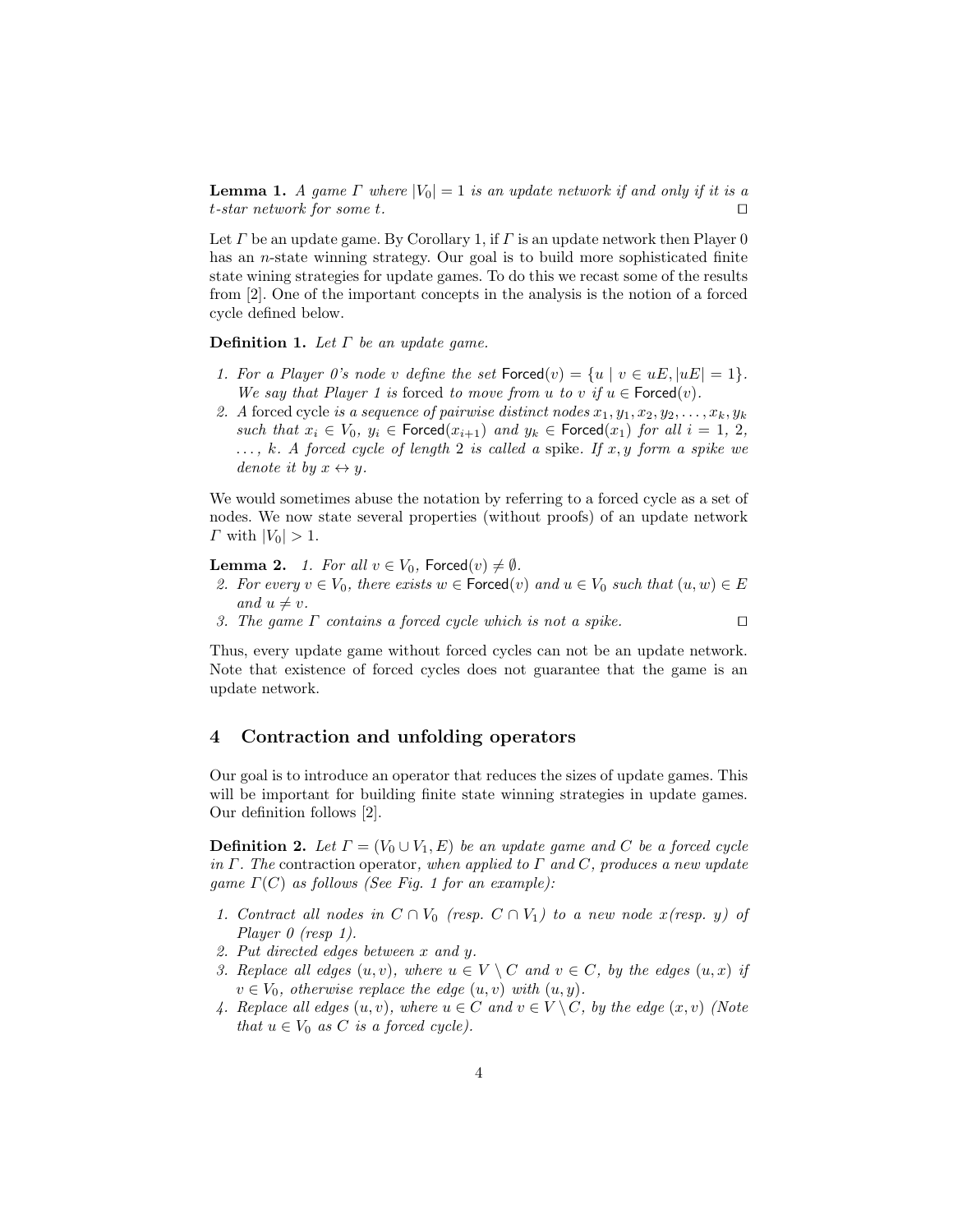**Lemma 1.** *A game $\Gamma$ where $|V_0| = 1$ is an update network if and only if it is a $t$-star network for some $t$.* $\square$

Let $\Gamma$ be an update game. By Corollary 1, if $\Gamma$ is an update network then Player 0 has an $n$-state winning strategy. Our goal is to build more sophisticated finite state wining strategies for update games. To do this we recast some of the results from [2]. One of the important concepts in the analysis is the notion of a forced cycle defined below.

**Definition 1.** *Let $\Gamma$ be an update game.*

1. *For a Player 0's node $v$ define the set $\mathsf{Forced}(v) = \{u \mid v \in uE, |uE| = 1\}$. We say that Player 1 is* forced *to move from $u$ to $v$ if $u \in \mathsf{Forced}(v)$.*
2. *A* forced cycle *is a sequence of pairwise distinct nodes $x_1, y_1, x_2, y_2, \ldots, x_k, y_k$ such that $x_i \in V_0$, $y_i \in \mathsf{Forced}(x_{i+1})$ and $y_k \in \mathsf{Forced}(x_1)$ for all $i = 1, 2, \ldots, k$. A forced cycle of length 2 is called a* spike*. If $x, y$ form a spike we denote it by $x \leftrightarrow y$.*

We would sometimes abuse the notation by referring to a forced cycle as a set of nodes. We now state several properties (without proofs) of an update network $\Gamma$ with $|V_0| > 1$.

**Lemma 2.** 
1. *For all $v \in V_0$, $\mathsf{Forced}(v) \neq \emptyset$.*
2. *For every $v \in V_0$, there exists $w \in \mathsf{Forced}(v)$ and $u \in V_0$ such that $(u, w) \in E$ and $u \neq v$.*
3. *The game $\Gamma$ contains a forced cycle which is not a spike.* $\square$

Thus, every update game without forced cycles can not be an update network. Note that existence of forced cycles does not guarantee that the game is an update network.

## 4 Contraction and unfolding operators

Our goal is to introduce an operator that reduces the sizes of update games. This will be important for building finite state winning strategies in update games. Our definition follows [2].

**Definition 2.** *Let $\Gamma = (V_0 \cup V_1, E)$ be an update game and $C$ be a forced cycle in $\Gamma$. The* contraction operator*, when applied to $\Gamma$ and $C$, produces a new update game $\Gamma(C)$ as follows (See Fig. 1 for an example):*

1. *Contract all nodes in $C \cap V_0$ (resp. $C \cap V_1$) to a new node $x$(resp. $y$) of Player 0 (resp 1).*
2. *Put directed edges between $x$ and $y$.*
3. *Replace all edges $(u, v)$, where $u \in V \setminus C$ and $v \in C$, by the edges $(u, x)$ if $v \in V_0$, otherwise replace the edge $(u, v)$ with $(u, y)$.*
4. *Replace all edges $(u, v)$, where $u \in C$ and $v \in V \setminus C$, by the edge $(x, v)$ (Note that $u \in V_0$ as $C$ is a forced cycle).*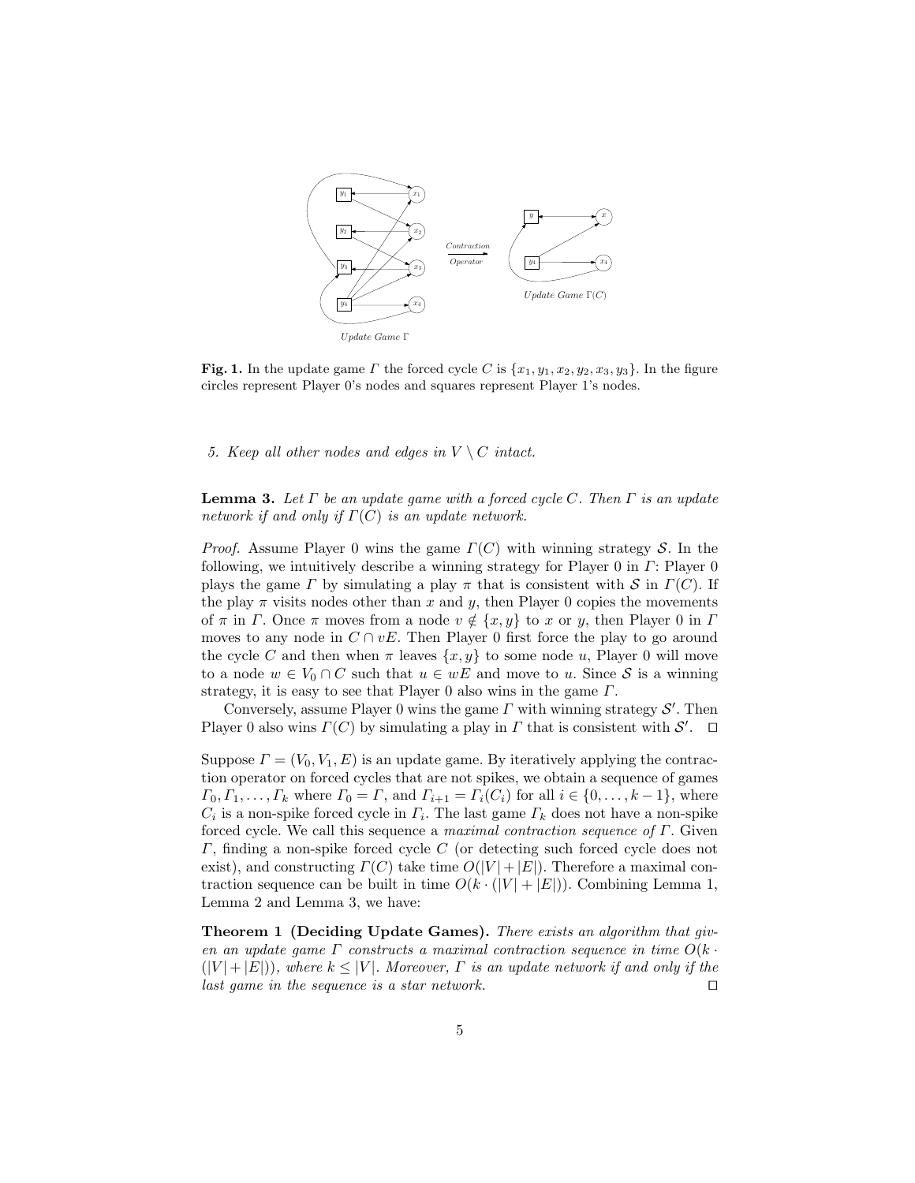**Fig. 1.** In the update game $\Gamma$ the forced cycle $C$ is $\{x_1, y_1, x_2, y_2, x_3, y_3\}$. In the figure circles represent Player 0's nodes and squares represent Player 1's nodes.

*5. Keep all other nodes and edges in $V \setminus C$ intact.*

**Lemma 3.** *Let $\Gamma$ be an update game with a forced cycle $C$. Then $\Gamma$ is an update network if and only if $\Gamma(C)$ is an update network.*

*Proof.* Assume Player 0 wins the game $\Gamma(C)$ with winning strategy $\mathcal{S}$. In the following, we intuitively describe a winning strategy for Player 0 in $\Gamma$: Player 0 plays the game $\Gamma$ by simulating a play $\pi$ that is consistent with $\mathcal{S}$ in $\Gamma(C)$. If the play $\pi$ visits nodes other than $x$ and $y$, then Player 0 copies the movements of $\pi$ in $\Gamma$. Once $\pi$ moves from a node $v \notin \{x, y\}$ to $x$ or $y$, then Player 0 in $\Gamma$ moves to any node in $C \cap vE$. Then Player 0 first force the play to go around the cycle $C$ and then when $\pi$ leaves $\{x, y\}$ to some node $u$, Player 0 will move to a node $w \in V_0 \cap C$ such that $u \in wE$ and move to $u$. Since $\mathcal{S}$ is a winning strategy, it is easy to see that Player 0 also wins in the game $\Gamma$.

Conversely, assume Player 0 wins the game $\Gamma$ with winning strategy $\mathcal{S}'$. Then Player 0 also wins $\Gamma(C)$ by simulating a play in $\Gamma$ that is consistent with $\mathcal{S}'$. $\square$

Suppose $\Gamma = (V_0, V_1, E)$ is an update game. By iteratively applying the contraction operator on forced cycles that are not spikes, we obtain a sequence of games $\Gamma_0, \Gamma_1, \ldots, \Gamma_k$ where $\Gamma_0 = \Gamma$, and $\Gamma_{i+1} = \Gamma_i(C_i)$ for all $i \in \{0, \ldots, k-1\}$, where $C_i$ is a non-spike forced cycle in $\Gamma_i$. The last game $\Gamma_k$ does not have a non-spike forced cycle. We call this sequence a *maximal contraction sequence of* $\Gamma$. Given $\Gamma$, finding a non-spike forced cycle $C$ (or detecting such forced cycle does not exist), and constructing $\Gamma(C)$ take time $O(|V| + |E|)$. Therefore a maximal contraction sequence can be built in time $O(k \cdot (|V| + |E|))$. Combining Lemma 1, Lemma 2 and Lemma 3, we have:

**Theorem 1 (Deciding Update Games).** *There exists an algorithm that given an update game $\Gamma$ constructs a maximal contraction sequence in time $O(k \cdot (|V| + |E|))$, where $k \leq |V|$. Moreover, $\Gamma$ is an update network if and only if the last game in the sequence is a star network.* $\square$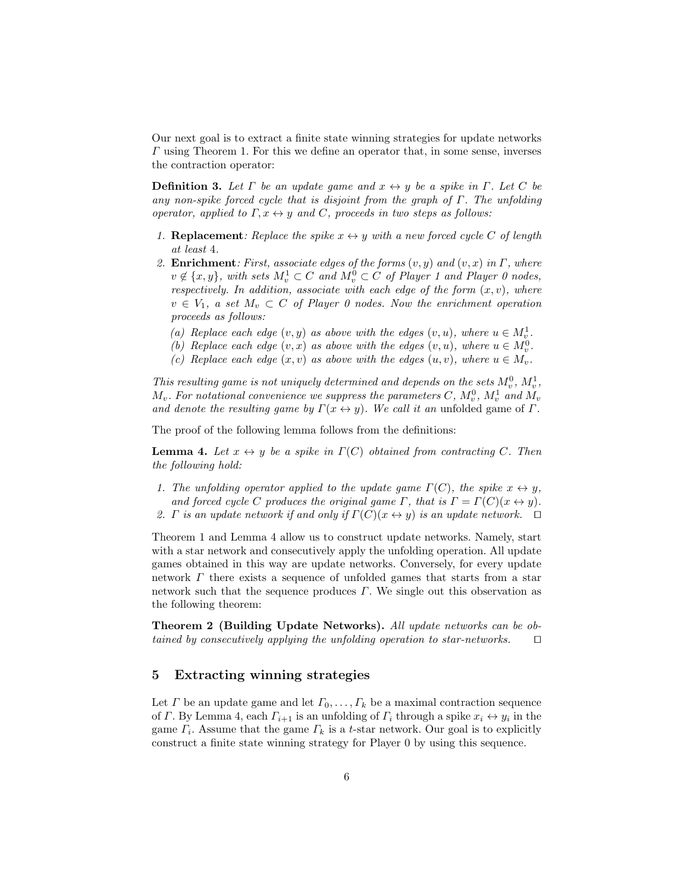Our next goal is to extract a finite state winning strategies for update networks $\Gamma$ using Theorem 1. For this we define an operator that, in some sense, inverses the contraction operator:

**Definition 3.** *Let $\Gamma$ be an update game and $x \leftrightarrow y$ be a spike in $\Gamma$. Let $C$ be any non-spike forced cycle that is disjoint from the graph of $\Gamma$. The unfolding operator, applied to $\Gamma, x \leftrightarrow y$ and $C$, proceeds in two steps as follows:*

1. **Replacement***: Replace the spike $x \leftrightarrow y$ with a new forced cycle $C$ of length at least 4.*
2. **Enrichment***: First, associate edges of the forms $(v, y)$ and $(v, x)$ in $\Gamma$, where $v \notin \{x, y\}$, with sets $M_v^1 \subset C$ and $M_v^0 \subset C$ of Player 1 and Player 0 nodes, respectively. In addition, associate with each edge of the form $(x, v)$, where $v \in V_1$, a set $M_v \subset C$ of Player 0 nodes. Now the enrichment operation proceeds as follows:*
   *(a) Replace each edge $(v, y)$ as above with the edges $(v, u)$, where $u \in M_v^1$.*
   *(b) Replace each edge $(v, x)$ as above with the edges $(v, u)$, where $u \in M_v^0$.*
   *(c) Replace each edge $(x, v)$ as above with the edges $(u, v)$, where $u \in M_v$.*

*This resulting game is not uniquely determined and depends on the sets $M_v^0$, $M_v^1$, $M_v$. For notational convenience we suppress the parameters $C$, $M_v^0$, $M_v^1$ and $M_v$ and denote the resulting game by $\Gamma(x \leftrightarrow y)$. We call it an* unfolded game *of $\Gamma$.*

The proof of the following lemma follows from the definitions:

**Lemma 4.** *Let $x \leftrightarrow y$ be a spike in $\Gamma(C)$ obtained from contracting $C$. Then the following hold:*

1. *The unfolding operator applied to the update game $\Gamma(C)$, the spike $x \leftrightarrow y$, and forced cycle $C$ produces the original game $\Gamma$, that is $\Gamma = \Gamma(C)(x \leftrightarrow y)$.*
2. *$\Gamma$ is an update network if and only if $\Gamma(C)(x \leftrightarrow y)$ is an update network.* $\square$

Theorem 1 and Lemma 4 allow us to construct update networks. Namely, start with a star network and consecutively apply the unfolding operation. All update games obtained in this way are update networks. Conversely, for every update network $\Gamma$ there exists a sequence of unfolded games that starts from a star network such that the sequence produces $\Gamma$. We single out this observation as the following theorem:

**Theorem 2 (Building Update Networks).** *All update networks can be obtained by consecutively applying the unfolding operation to star-networks.* $\square$

## 5 Extracting winning strategies

Let $\Gamma$ be an update game and let $\Gamma_0, \ldots, \Gamma_k$ be a maximal contraction sequence of $\Gamma$. By Lemma 4, each $\Gamma_{i+1}$ is an unfolding of $\Gamma_i$ through a spike $x_i \leftrightarrow y_i$ in the game $\Gamma_i$. Assume that the game $\Gamma_k$ is a $t$-star network. Our goal is to explicitly construct a finite state winning strategy for Player 0 by using this sequence.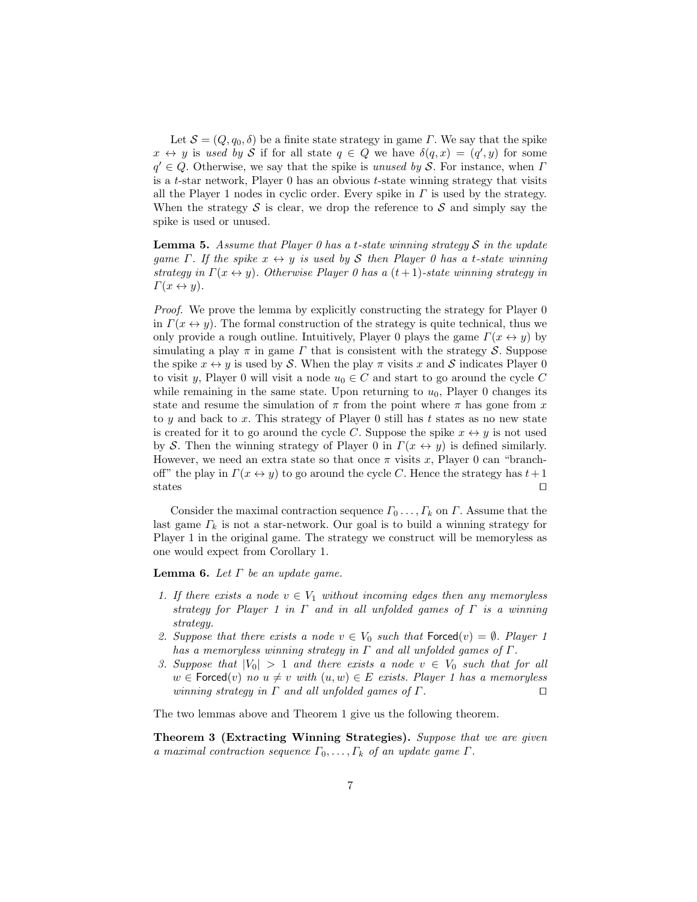Let $\mathcal{S} = (Q, q_0, \delta)$ be a finite state strategy in game $\Gamma$. We say that the spike $x \leftrightarrow y$ is *used by* $\mathcal{S}$ if for all state $q \in Q$ we have $\delta(q, x) = (q', y)$ for some $q' \in Q$. Otherwise, we say that the spike is *unused by* $\mathcal{S}$. For instance, when $\Gamma$ is a $t$-star network, Player 0 has an obvious $t$-state winning strategy that visits all the Player 1 nodes in cyclic order. Every spike in $\Gamma$ is used by the strategy. When the strategy $\mathcal{S}$ is clear, we drop the reference to $\mathcal{S}$ and simply say the spike is used or unused.

**Lemma 5.** *Assume that Player 0 has a $t$-state winning strategy $\mathcal{S}$ in the update game $\Gamma$. If the spike $x \leftrightarrow y$ is used by $\mathcal{S}$ then Player 0 has a $t$-state winning strategy in $\Gamma(x \leftrightarrow y)$. Otherwise Player 0 has a $(t+1)$-state winning strategy in $\Gamma(x \leftrightarrow y)$.*

*Proof.* We prove the lemma by explicitly constructing the strategy for Player 0 in $\Gamma(x \leftrightarrow y)$. The formal construction of the strategy is quite technical, thus we only provide a rough outline. Intuitively, Player 0 plays the game $\Gamma(x \leftrightarrow y)$ by simulating a play $\pi$ in game $\Gamma$ that is consistent with the strategy $\mathcal{S}$. Suppose the spike $x \leftrightarrow y$ is used by $\mathcal{S}$. When the play $\pi$ visits $x$ and $\mathcal{S}$ indicates Player 0 to visit $y$, Player 0 will visit a node $u_0 \in C$ and start to go around the cycle $C$ while remaining in the same state. Upon returning to $u_0$, Player 0 changes its state and resume the simulation of $\pi$ from the point where $\pi$ has gone from $x$ to $y$ and back to $x$. This strategy of Player 0 still has $t$ states as no new state is created for it to go around the cycle $C$. Suppose the spike $x \leftrightarrow y$ is not used by $\mathcal{S}$. Then the winning strategy of Player 0 in $\Gamma(x \leftrightarrow y)$ is defined similarly. However, we need an extra state so that once $\pi$ visits $x$, Player 0 can "branch-off" the play in $\Gamma(x \leftrightarrow y)$ to go around the cycle $C$. Hence the strategy has $t+1$ states ◻

Consider the maximal contraction sequence $\Gamma_0 \ldots, \Gamma_k$ on $\Gamma$. Assume that the last game $\Gamma_k$ is not a star-network. Our goal is to build a winning strategy for Player 1 in the original game. The strategy we construct will be memoryless as one would expect from Corollary 1.

**Lemma 6.** *Let $\Gamma$ be an update game.*

1. *If there exists a node $v \in V_1$ without incoming edges then any memoryless strategy for Player 1 in $\Gamma$ and in all unfolded games of $\Gamma$ is a winning strategy.*
2. *Suppose that there exists a node $v \in V_0$ such that $\mathsf{Forced}(v) = \emptyset$. Player 1 has a memoryless winning strategy in $\Gamma$ and all unfolded games of $\Gamma$.*
3. *Suppose that $|V_0| > 1$ and there exists a node $v \in V_0$ such that for all $w \in \mathsf{Forced}(v)$ no $u \neq v$ with $(u, w) \in E$ exists. Player 1 has a memoryless winning strategy in $\Gamma$ and all unfolded games of $\Gamma$.* ◻

The two lemmas above and Theorem 1 give us the following theorem.

**Theorem 3 (Extracting Winning Strategies).** *Suppose that we are given a maximal contraction sequence $\Gamma_0, \ldots, \Gamma_k$ of an update game $\Gamma$.*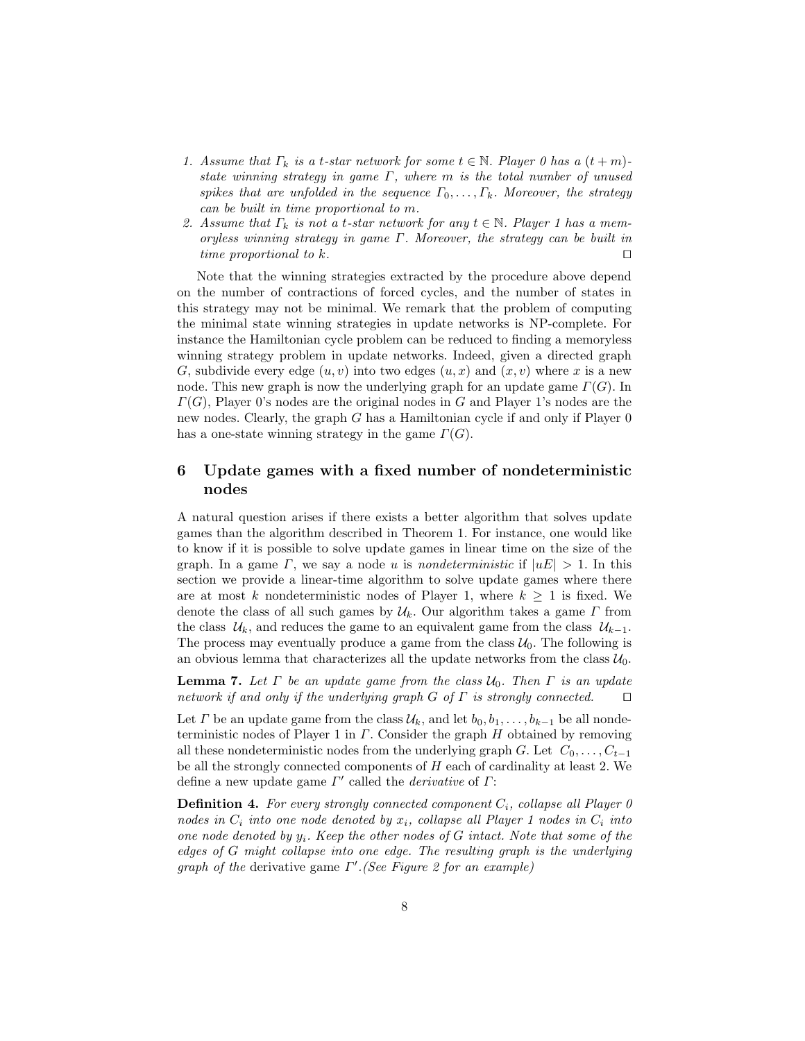1. *Assume that $\Gamma_k$ is a $t$-star network for some $t \in \mathbb{N}$. Player 0 has a $(t+m)$-state winning strategy in game $\Gamma$, where $m$ is the total number of unused spikes that are unfolded in the sequence $\Gamma_0, \ldots, \Gamma_k$. Moreover, the strategy can be built in time proportional to $m$.*
2. *Assume that $\Gamma_k$ is not a $t$-star network for any $t \in \mathbb{N}$. Player 1 has a memoryless winning strategy in game $\Gamma$. Moreover, the strategy can be built in time proportional to $k$.* $\square$

Note that the winning strategies extracted by the procedure above depend on the number of contractions of forced cycles, and the number of states in this strategy may not be minimal. We remark that the problem of computing the minimal state winning strategies in update networks is NP-complete. For instance the Hamiltonian cycle problem can be reduced to finding a memoryless winning strategy problem in update networks. Indeed, given a directed graph $G$, subdivide every edge $(u, v)$ into two edges $(u, x)$ and $(x, v)$ where $x$ is a new node. This new graph is now the underlying graph for an update game $\Gamma(G)$. In $\Gamma(G)$, Player 0's nodes are the original nodes in $G$ and Player 1's nodes are the new nodes. Clearly, the graph $G$ has a Hamiltonian cycle if and only if Player 0 has a one-state winning strategy in the game $\Gamma(G)$.

## 6 Update games with a fixed number of nondeterministic nodes

A natural question arises if there exists a better algorithm that solves update games than the algorithm described in Theorem 1. For instance, one would like to know if it is possible to solve update games in linear time on the size of the graph. In a game $\Gamma$, we say a node $u$ is *nondeterministic* if $|uE| > 1$. In this section we provide a linear-time algorithm to solve update games where there are at most $k$ nondeterministic nodes of Player 1, where $k \geq 1$ is fixed. We denote the class of all such games by $\mathcal{U}_k$. Our algorithm takes a game $\Gamma$ from the class $\mathcal{U}_k$, and reduces the game to an equivalent game from the class $\mathcal{U}_{k-1}$. The process may eventually produce a game from the class $\mathcal{U}_0$. The following is an obvious lemma that characterizes all the update networks from the class $\mathcal{U}_0$.

**Lemma 7.** *Let $\Gamma$ be an update game from the class $\mathcal{U}_0$. Then $\Gamma$ is an update network if and only if the underlying graph $G$ of $\Gamma$ is strongly connected.* $\square$

Let $\Gamma$ be an update game from the class $\mathcal{U}_k$, and let $b_0, b_1, \ldots, b_{k-1}$ be all nondeterministic nodes of Player 1 in $\Gamma$. Consider the graph $H$ obtained by removing all these nondeterministic nodes from the underlying graph $G$. Let $C_0, \ldots, C_{t-1}$ be all the strongly connected components of $H$ each of cardinality at least 2. We define a new update game $\Gamma'$ called the *derivative* of $\Gamma$:

**Definition 4.** *For every strongly connected component $C_i$, collapse all Player 0 nodes in $C_i$ into one node denoted by $x_i$, collapse all Player 1 nodes in $C_i$ into one node denoted by $y_i$. Keep the other nodes of $G$ intact. Note that some of the edges of $G$ might collapse into one edge. The resulting graph is the underlying graph of the* derivative game $\Gamma'$.*(See Figure 2 for an example)*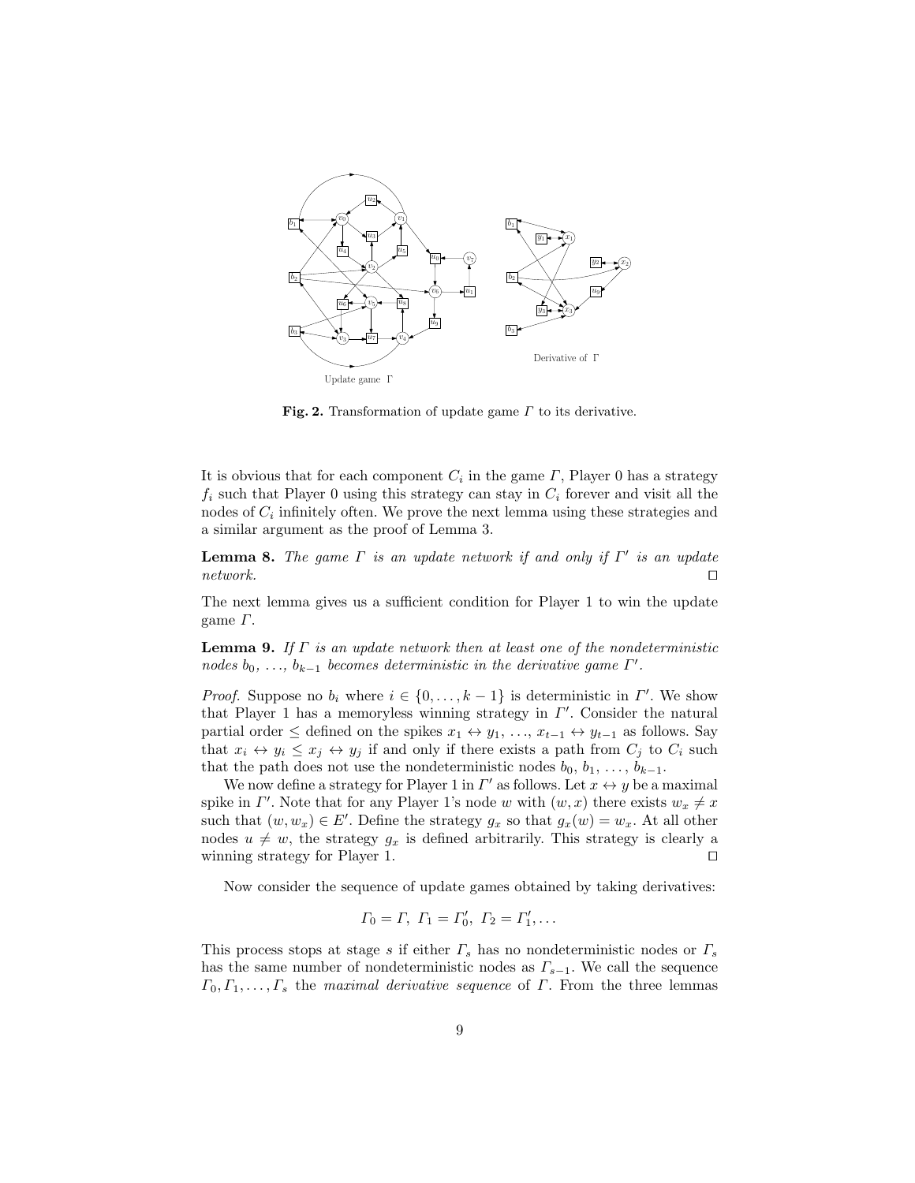Update game $\Gamma$

Derivative of $\Gamma$

**Fig. 2.** Transformation of update game $\Gamma$ to its derivative.

It is obvious that for each component $C_i$ in the game $\Gamma$, Player 0 has a strategy $f_i$ such that Player 0 using this strategy can stay in $C_i$ forever and visit all the nodes of $C_i$ infinitely often. We prove the next lemma using these strategies and a similar argument as the proof of Lemma 3.

**Lemma 8.** *The game $\Gamma$ is an update network if and only if $\Gamma'$ is an update network.* $\square$

The next lemma gives us a sufficient condition for Player 1 to win the update game $\Gamma$.

**Lemma 9.** *If $\Gamma$ is an update network then at least one of the nondeterministic nodes $b_0$, ..., $b_{k-1}$ becomes deterministic in the derivative game $\Gamma'$.*

*Proof.* Suppose no $b_i$ where $i \in \{0, \ldots, k-1\}$ is deterministic in $\Gamma'$. We show that Player 1 has a memoryless winning strategy in $\Gamma'$. Consider the natural partial order $\leq$ defined on the spikes $x_1 \leftrightarrow y_1$, ..., $x_{t-1} \leftrightarrow y_{t-1}$ as follows. Say that $x_i \leftrightarrow y_i \leq x_j \leftrightarrow y_j$ if and only if there exists a path from $C_j$ to $C_i$ such that the path does not use the nondeterministic nodes $b_0, b_1, \ldots, b_{k-1}$.

We now define a strategy for Player 1 in $\Gamma'$ as follows. Let $x \leftrightarrow y$ be a maximal spike in $\Gamma'$. Note that for any Player 1's node $w$ with $(w, x)$ there exists $w_x \neq x$ such that $(w, w_x) \in E'$. Define the strategy $g_x$ so that $g_x(w) = w_x$. At all other nodes $u \neq w$, the strategy $g_x$ is defined arbitrarily. This strategy is clearly a winning strategy for Player 1. $\square$

Now consider the sequence of update games obtained by taking derivatives:

$$\Gamma_0 = \Gamma, \ \Gamma_1 = \Gamma_0', \ \Gamma_2 = \Gamma_1', \ldots$$

This process stops at stage $s$ if either $\Gamma_s$ has no nondeterministic nodes or $\Gamma_s$ has the same number of nondeterministic nodes as $\Gamma_{s-1}$. We call the sequence $\Gamma_0, \Gamma_1, \ldots, \Gamma_s$ the *maximal derivative sequence* of $\Gamma$. From the three lemmas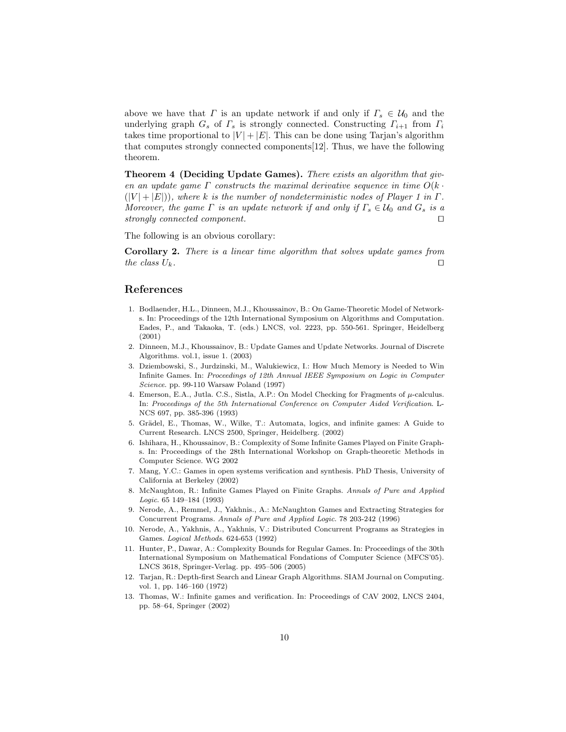above we have that $\Gamma$ is an update network if and only if $\Gamma_s \in \mathcal{U}_0$ and the underlying graph $G_s$ of $\Gamma_s$ is strongly connected. Constructing $\Gamma_{i+1}$ from $\Gamma_i$ takes time proportional to $|V| + |E|$. This can be done using Tarjan's algorithm that computes strongly connected components[12]. Thus, we have the following theorem.

**Theorem 4 (Deciding Update Games).** *There exists an algorithm that given an update game $\Gamma$ constructs the maximal derivative sequence in time $O(k \cdot (|V| + |E|))$, where $k$ is the number of nondeterministic nodes of Player 1 in $\Gamma$. Moreover, the game $\Gamma$ is an update network if and only if $\Gamma_s \in \mathcal{U}_0$ and $G_s$ is a strongly connected component.* □

The following is an obvious corollary:

**Corollary 2.** *There is a linear time algorithm that solves update games from the class $U_k$.* □

## References

1. Bodlaender, H.L., Dinneen, M.J., Khoussainov, B.: On Game-Theoretic Model of Networks. In: Proceedings of the 12th International Symposium on Algorithms and Computation. Eades, P., and Takaoka, T. (eds.) LNCS, vol. 2223, pp. 550-561. Springer, Heidelberg (2001)
2. Dinneen, M.J., Khoussainov, B.: Update Games and Update Networks. Journal of Discrete Algorithms. vol.1, issue 1. (2003)
3. Dziembowski, S., Jurdzinski, M., Walukiewicz, I.: How Much Memory is Needed to Win Infinite Games. In: *Proceedings of 12th Annual IEEE Symposium on Logic in Computer Science*. pp. 99-110 Warsaw Poland (1997)
4. Emerson, E.A., Jutla. C.S., Sistla, A.P.: On Model Checking for Fragments of $\mu$-calculus. In: *Proceedings of the 5th International Conference on Computer Aided Verification*. LNCS 697, pp. 385-396 (1993)
5. Grädel, E., Thomas, W., Wilke, T.: Automata, logics, and infinite games: A Guide to Current Research. LNCS 2500, Springer, Heidelberg. (2002)
6. Ishihara, H., Khoussainov, B.: Complexity of Some Infinite Games Played on Finite Graphs. In: Proceedings of the 28th International Workshop on Graph-theoretic Methods in Computer Science. WG 2002
7. Mang, Y.C.: Games in open systems verification and synthesis. PhD Thesis, University of California at Berkeley (2002)
8. McNaughton, R.: Infinite Games Played on Finite Graphs. *Annals of Pure and Applied Logic*. 65 149–184 (1993)
9. Nerode, A., Remmel, J., Yakhnis., A.: McNaughton Games and Extracting Strategies for Concurrent Programs. *Annals of Pure and Applied Logic*. 78 203-242 (1996)
10. Nerode, A., Yakhnis, A., Yakhnis, V.: Distributed Concurrent Programs as Strategies in Games. *Logical Methods*. 624-653 (1992)
11. Hunter, P., Dawar, A.: Complexity Bounds for Regular Games. In: Proceedings of the 30th International Symposium on Mathematical Fondations of Computer Science (MFCS'05). LNCS 3618, Springer-Verlag. pp. 495–506 (2005)
12. Tarjan, R.: Depth-first Search and Linear Graph Algorithms. SIAM Journal on Computing. vol. 1, pp. 146–160 (1972)
13. Thomas, W.: Infinite games and verification. In: Proceedings of CAV 2002, LNCS 2404, pp. 58–64, Springer (2002)